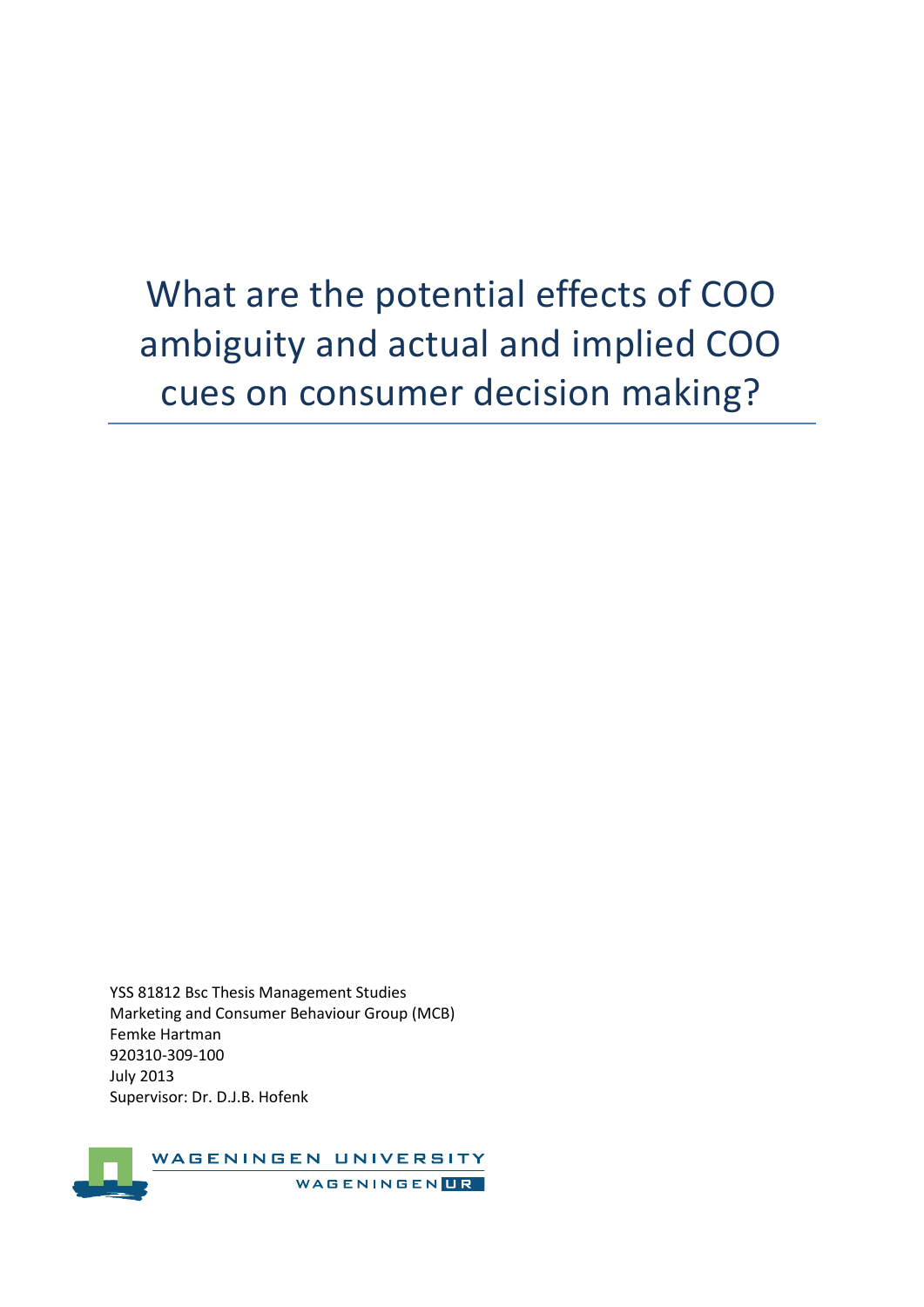# What are the potential effects of COO ambiguity and actual and implied COO cues on consumer decision making?

YSS 81812 Bsc Thesis Management Studies
Marketing and Consumer Behaviour Group (MCB)
Femke Hartman
920310-309-100
July 2013
Supervisor: Dr. D.J.B. Hofenk

WAGENINGEN UNIVERSITY
WAGENINGEN UR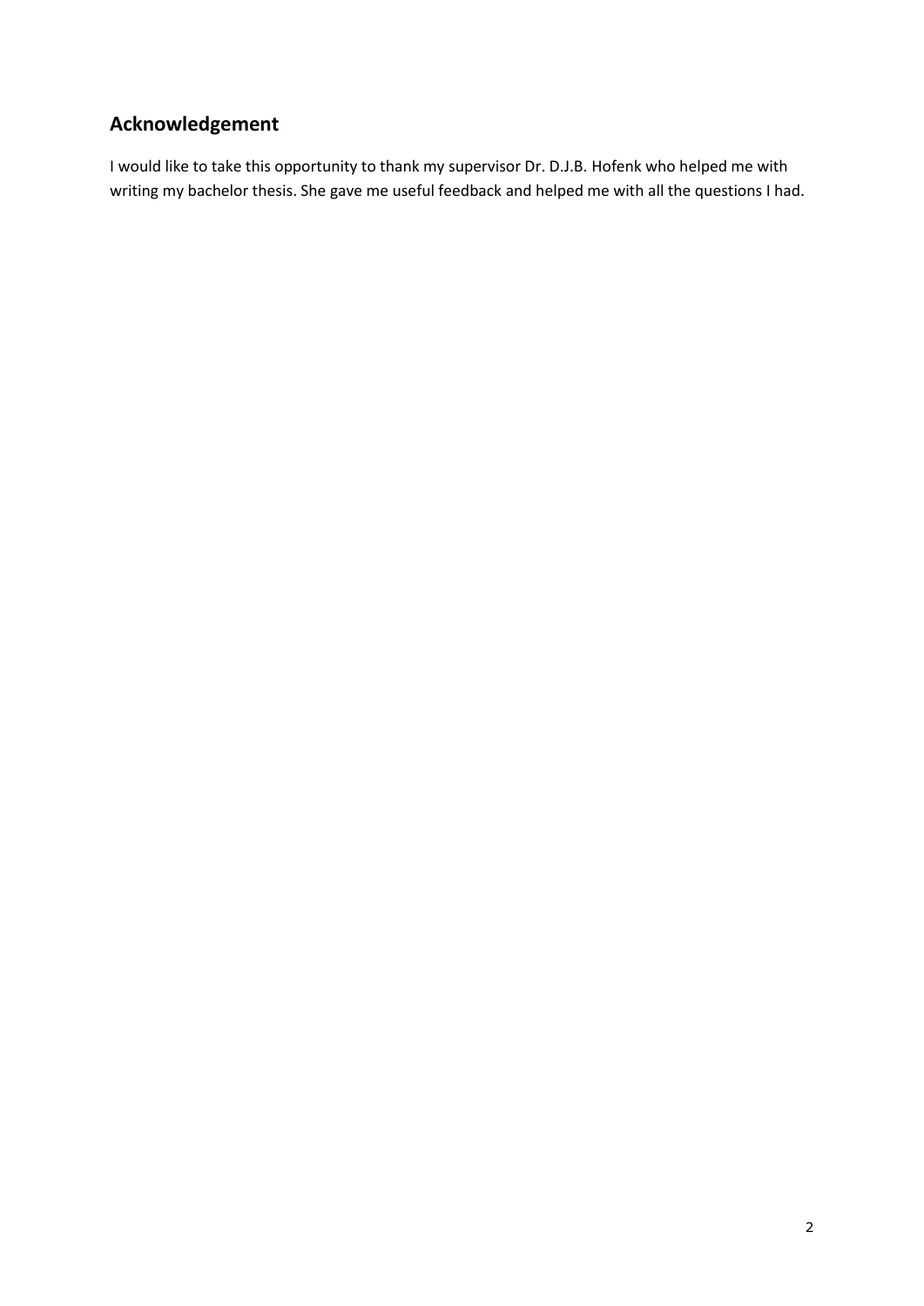## Acknowledgement

I would like to take this opportunity to thank my supervisor Dr. D.J.B. Hofenk who helped me with writing my bachelor thesis. She gave me useful feedback and helped me with all the questions I had.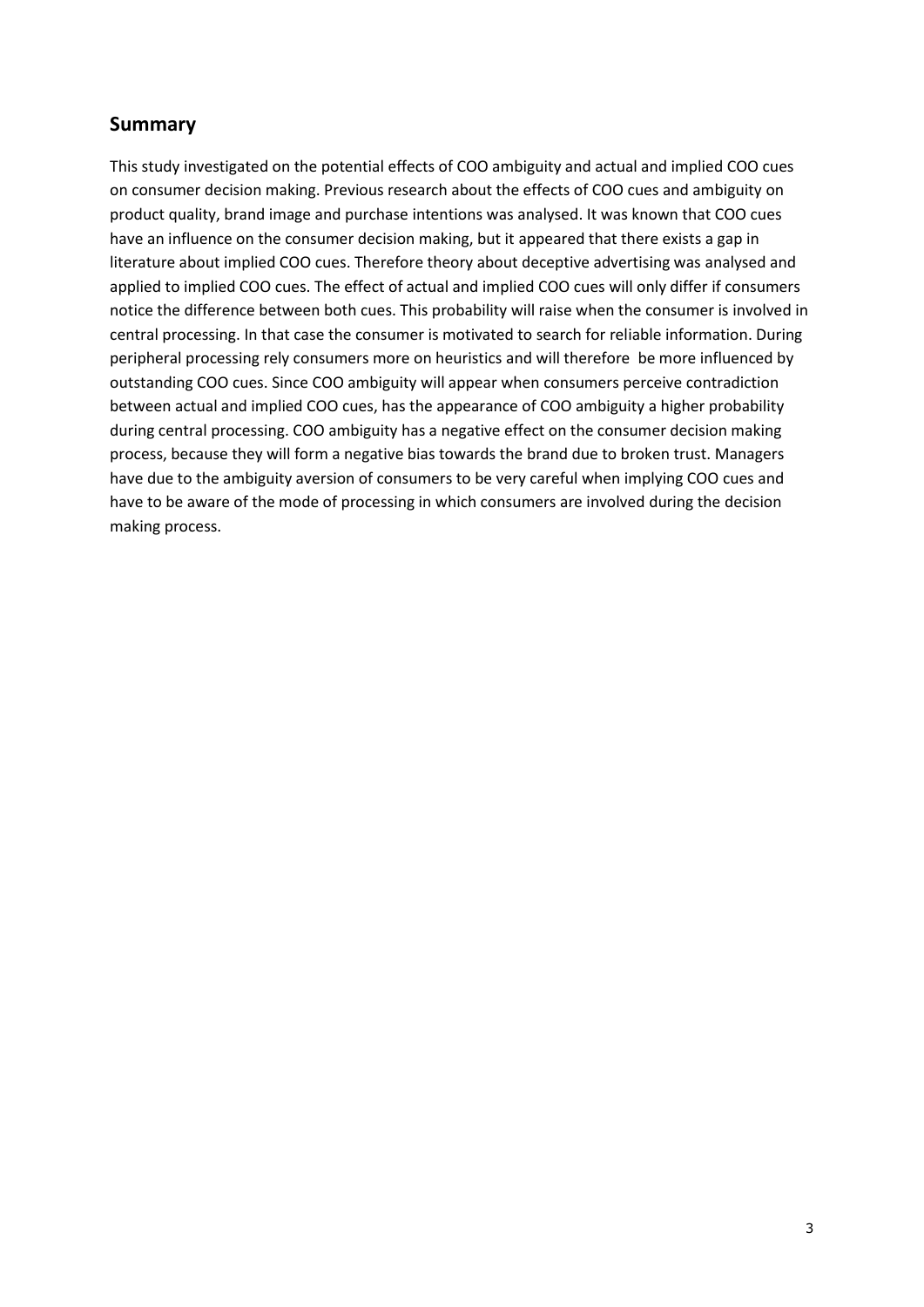## Summary

This study investigated on the potential effects of COO ambiguity and actual and implied COO cues on consumer decision making. Previous research about the effects of COO cues and ambiguity on product quality, brand image and purchase intentions was analysed. It was known that COO cues have an influence on the consumer decision making, but it appeared that there exists a gap in literature about implied COO cues. Therefore theory about deceptive advertising was analysed and applied to implied COO cues. The effect of actual and implied COO cues will only differ if consumers notice the difference between both cues. This probability will raise when the consumer is involved in central processing. In that case the consumer is motivated to search for reliable information. During peripheral processing rely consumers more on heuristics and will therefore be more influenced by outstanding COO cues. Since COO ambiguity will appear when consumers perceive contradiction between actual and implied COO cues, has the appearance of COO ambiguity a higher probability during central processing. COO ambiguity has a negative effect on the consumer decision making process, because they will form a negative bias towards the brand due to broken trust. Managers have due to the ambiguity aversion of consumers to be very careful when implying COO cues and have to be aware of the mode of processing in which consumers are involved during the decision making process.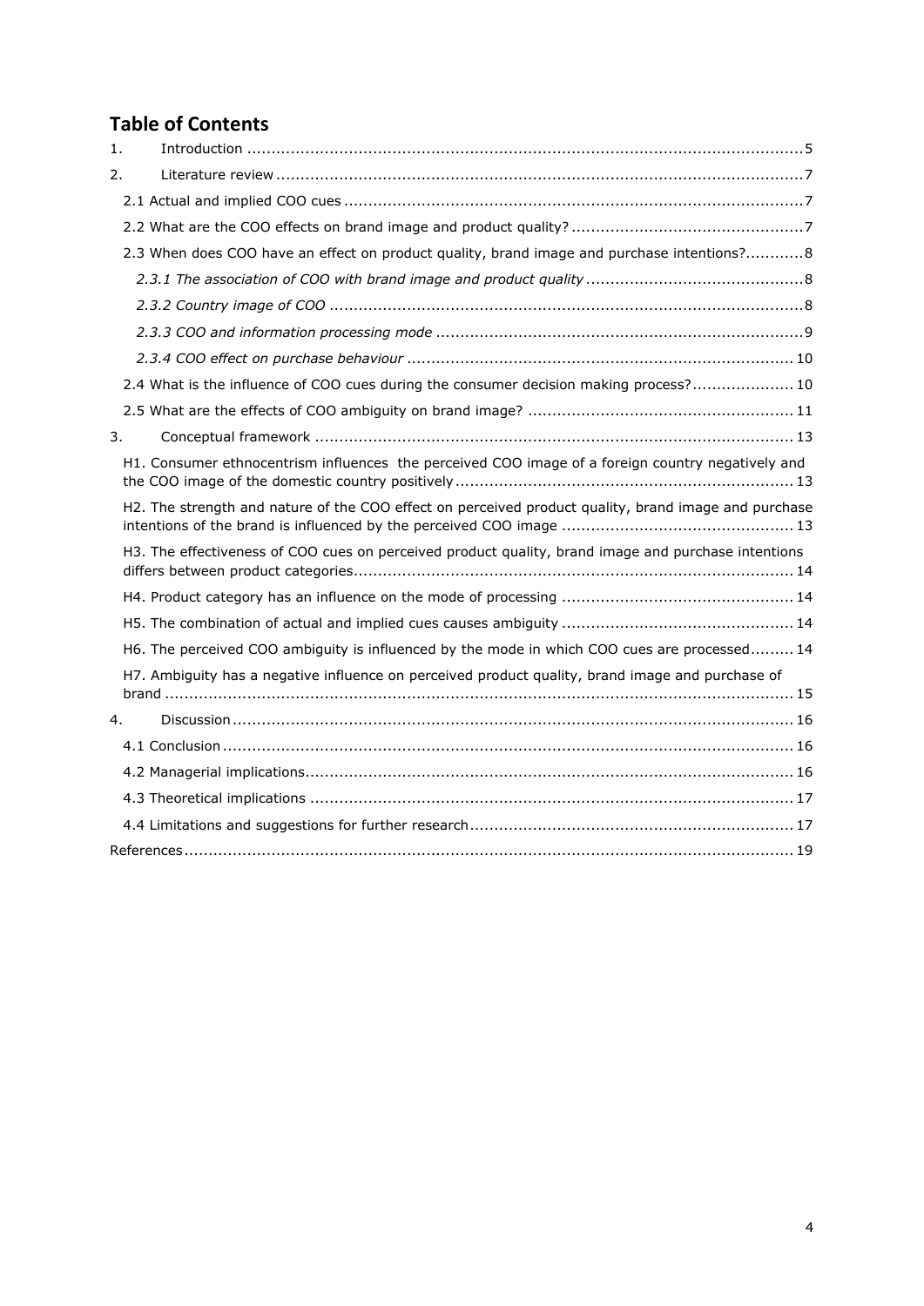## Table of Contents

1. Introduction ........................................................................................................ 5
2. Literature review ................................................................................................. 7
   - 2.1 Actual and implied COO cues ........................................................................ 7
   - 2.2 What are the COO effects on brand image and product quality? ......................... 7
   - 2.3 When does COO have an effect on product quality, brand image and purchase intentions? ............ 8
     - *2.3.1 The association of COO with brand image and product quality* ..................... 8
     - *2.3.2 Country image of COO* .......................................................................... 8
     - *2.3.3 COO and information processing mode* .................................................... 9
     - *2.3.4 COO effect on purchase behaviour* ........................................................ 10
   - 2.4 What is the influence of COO cues during the consumer decision making process? ..................... 10
   - 2.5 What are the effects of COO ambiguity on brand image? ................................... 11
3. Conceptual framework ........................................................................................ 13
   - H1. Consumer ethnocentrism influences the perceived COO image of a foreign country negatively and the COO image of the domestic country positively ........................................ 13
   - H2. The strength and nature of the COO effect on perceived product quality, brand image and purchase intentions of the brand is influenced by the perceived COO image ........................................ 13
   - H3. The effectiveness of COO cues on perceived product quality, brand image and purchase intentions differs between product categories ........................................ 14
   - H4. Product category has an influence on the mode of processing ........................................ 14
   - H5. The combination of actual and implied cues causes ambiguity ........................................ 14
   - H6. The perceived COO ambiguity is influenced by the mode in which COO cues are processed ......... 14
   - H7. Ambiguity has a negative influence on perceived product quality, brand image and purchase of brand ........................................ 15
4. Discussion ........................................................................................................ 16
   - 4.1 Conclusion ................................................................................................ 16
   - 4.2 Managerial implications ................................................................................ 16
   - 4.3 Theoretical implications ................................................................................ 17
   - 4.4 Limitations and suggestions for further research ............................................... 17

References ............................................................................................................ 19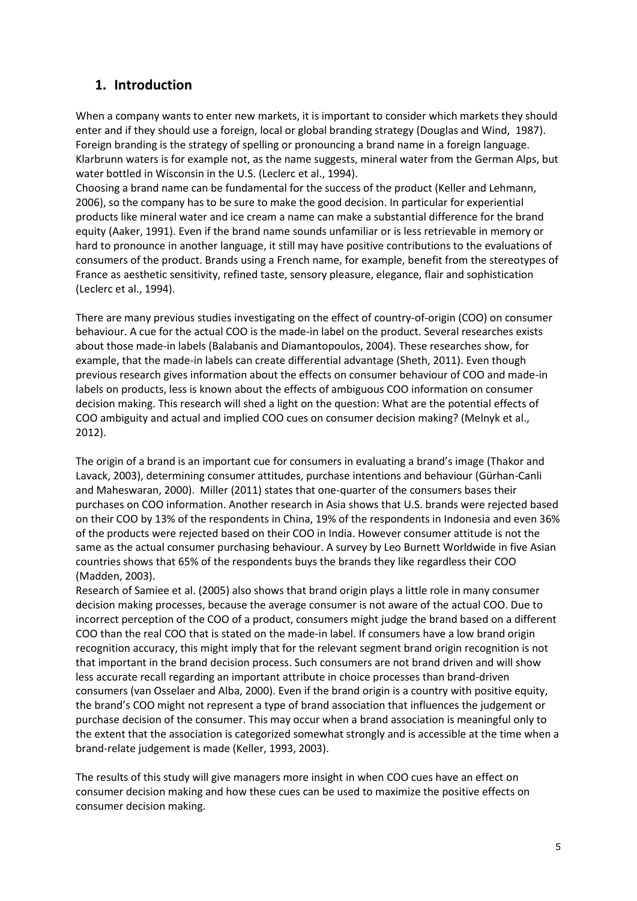## 1. Introduction

When a company wants to enter new markets, it is important to consider which markets they should enter and if they should use a foreign, local or global branding strategy (Douglas and Wind, 1987). Foreign branding is the strategy of spelling or pronouncing a brand name in a foreign language. Klarbrunn waters is for example not, as the name suggests, mineral water from the German Alps, but water bottled in Wisconsin in the U.S. (Leclerc et al., 1994).
Choosing a brand name can be fundamental for the success of the product (Keller and Lehmann, 2006), so the company has to be sure to make the good decision. In particular for experiential products like mineral water and ice cream a name can make a substantial difference for the brand equity (Aaker, 1991). Even if the brand name sounds unfamiliar or is less retrievable in memory or hard to pronounce in another language, it still may have positive contributions to the evaluations of consumers of the product. Brands using a French name, for example, benefit from the stereotypes of France as aesthetic sensitivity, refined taste, sensory pleasure, elegance, flair and sophistication (Leclerc et al., 1994).

There are many previous studies investigating on the effect of country-of-origin (COO) on consumer behaviour. A cue for the actual COO is the made-in label on the product. Several researches exists about those made-in labels (Balabanis and Diamantopoulos, 2004). These researches show, for example, that the made-in labels can create differential advantage (Sheth, 2011). Even though previous research gives information about the effects on consumer behaviour of COO and made-in labels on products, less is known about the effects of ambiguous COO information on consumer decision making. This research will shed a light on the question: What are the potential effects of COO ambiguity and actual and implied COO cues on consumer decision making? (Melnyk et al., 2012).

The origin of a brand is an important cue for consumers in evaluating a brand's image (Thakor and Lavack, 2003), determining consumer attitudes, purchase intentions and behaviour (Gürhan-Canli and Maheswaran, 2000). Miller (2011) states that one-quarter of the consumers bases their purchases on COO information. Another research in Asia shows that U.S. brands were rejected based on their COO by 13% of the respondents in China, 19% of the respondents in Indonesia and even 36% of the products were rejected based on their COO in India. However consumer attitude is not the same as the actual consumer purchasing behaviour. A survey by Leo Burnett Worldwide in five Asian countries shows that 65% of the respondents buys the brands they like regardless their COO (Madden, 2003).
Research of Samiee et al. (2005) also shows that brand origin plays a little role in many consumer decision making processes, because the average consumer is not aware of the actual COO. Due to incorrect perception of the COO of a product, consumers might judge the brand based on a different COO than the real COO that is stated on the made-in label. If consumers have a low brand origin recognition accuracy, this might imply that for the relevant segment brand origin recognition is not that important in the brand decision process. Such consumers are not brand driven and will show less accurate recall regarding an important attribute in choice processes than brand-driven consumers (van Osselaer and Alba, 2000). Even if the brand origin is a country with positive equity, the brand's COO might not represent a type of brand association that influences the judgement or purchase decision of the consumer. This may occur when a brand association is meaningful only to the extent that the association is categorized somewhat strongly and is accessible at the time when a brand-relate judgement is made (Keller, 1993, 2003).

The results of this study will give managers more insight in when COO cues have an effect on consumer decision making and how these cues can be used to maximize the positive effects on consumer decision making.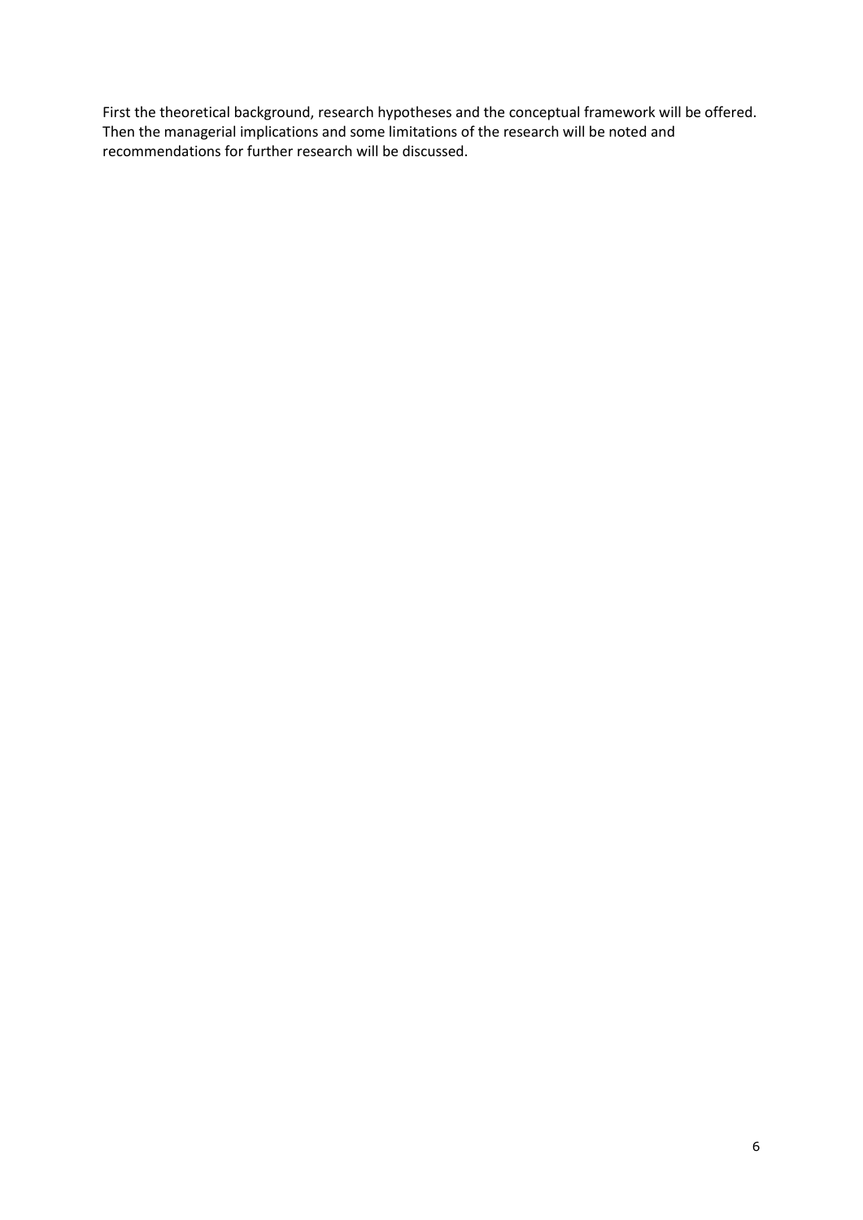First the theoretical background, research hypotheses and the conceptual framework will be offered. Then the managerial implications and some limitations of the research will be noted and recommendations for further research will be discussed.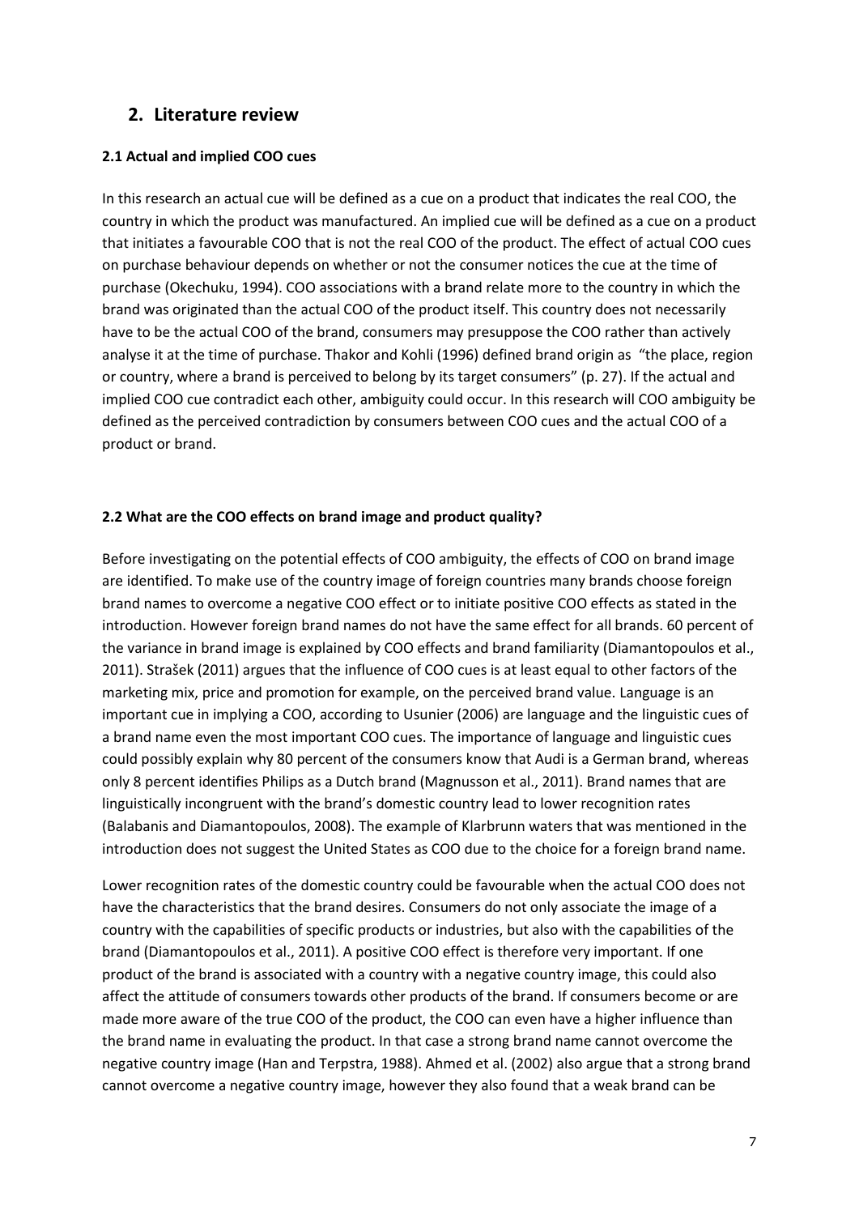## 2. Literature review

### 2.1 Actual and implied COO cues

In this research an actual cue will be defined as a cue on a product that indicates the real COO, the country in which the product was manufactured. An implied cue will be defined as a cue on a product that initiates a favourable COO that is not the real COO of the product. The effect of actual COO cues on purchase behaviour depends on whether or not the consumer notices the cue at the time of purchase (Okechuku, 1994). COO associations with a brand relate more to the country in which the brand was originated than the actual COO of the product itself. This country does not necessarily have to be the actual COO of the brand, consumers may presuppose the COO rather than actively analyse it at the time of purchase. Thakor and Kohli (1996) defined brand origin as "the place, region or country, where a brand is perceived to belong by its target consumers" (p. 27). If the actual and implied COO cue contradict each other, ambiguity could occur. In this research will COO ambiguity be defined as the perceived contradiction by consumers between COO cues and the actual COO of a product or brand.

### 2.2 What are the COO effects on brand image and product quality?

Before investigating on the potential effects of COO ambiguity, the effects of COO on brand image are identified. To make use of the country image of foreign countries many brands choose foreign brand names to overcome a negative COO effect or to initiate positive COO effects as stated in the introduction. However foreign brand names do not have the same effect for all brands. 60 percent of the variance in brand image is explained by COO effects and brand familiarity (Diamantopoulos et al., 2011). Strašek (2011) argues that the influence of COO cues is at least equal to other factors of the marketing mix, price and promotion for example, on the perceived brand value. Language is an important cue in implying a COO, according to Usunier (2006) are language and the linguistic cues of a brand name even the most important COO cues. The importance of language and linguistic cues could possibly explain why 80 percent of the consumers know that Audi is a German brand, whereas only 8 percent identifies Philips as a Dutch brand (Magnusson et al., 2011). Brand names that are linguistically incongruent with the brand's domestic country lead to lower recognition rates (Balabanis and Diamantopoulos, 2008). The example of Klarbrunn waters that was mentioned in the introduction does not suggest the United States as COO due to the choice for a foreign brand name.

Lower recognition rates of the domestic country could be favourable when the actual COO does not have the characteristics that the brand desires. Consumers do not only associate the image of a country with the capabilities of specific products or industries, but also with the capabilities of the brand (Diamantopoulos et al., 2011). A positive COO effect is therefore very important. If one product of the brand is associated with a country with a negative country image, this could also affect the attitude of consumers towards other products of the brand. If consumers become or are made more aware of the true COO of the product, the COO can even have a higher influence than the brand name in evaluating the product. In that case a strong brand name cannot overcome the negative country image (Han and Terpstra, 1988). Ahmed et al. (2002) also argue that a strong brand cannot overcome a negative country image, however they also found that a weak brand can be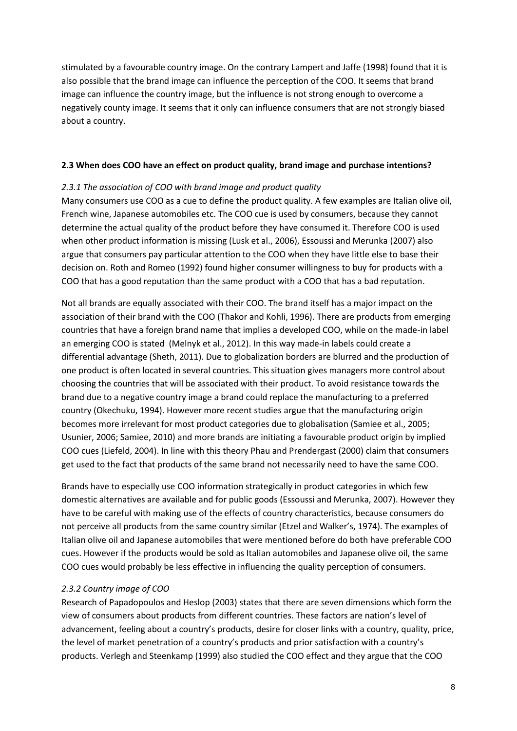stimulated by a favourable country image. On the contrary Lampert and Jaffe (1998) found that it is also possible that the brand image can influence the perception of the COO. It seems that brand image can influence the country image, but the influence is not strong enough to overcome a negatively county image. It seems that it only can influence consumers that are not strongly biased about a country.

### 2.3 When does COO have an effect on product quality, brand image and purchase intentions?

#### *2.3.1 The association of COO with brand image and product quality*

Many consumers use COO as a cue to define the product quality. A few examples are Italian olive oil, French wine, Japanese automobiles etc. The COO cue is used by consumers, because they cannot determine the actual quality of the product before they have consumed it. Therefore COO is used when other product information is missing (Lusk et al., 2006), Essoussi and Merunka (2007) also argue that consumers pay particular attention to the COO when they have little else to base their decision on. Roth and Romeo (1992) found higher consumer willingness to buy for products with a COO that has a good reputation than the same product with a COO that has a bad reputation.

Not all brands are equally associated with their COO. The brand itself has a major impact on the association of their brand with the COO (Thakor and Kohli, 1996). There are products from emerging countries that have a foreign brand name that implies a developed COO, while on the made-in label an emerging COO is stated (Melnyk et al., 2012). In this way made-in labels could create a differential advantage (Sheth, 2011). Due to globalization borders are blurred and the production of one product is often located in several countries. This situation gives managers more control about choosing the countries that will be associated with their product. To avoid resistance towards the brand due to a negative country image a brand could replace the manufacturing to a preferred country (Okechuku, 1994). However more recent studies argue that the manufacturing origin becomes more irrelevant for most product categories due to globalisation (Samiee et al., 2005; Usunier, 2006; Samiee, 2010) and more brands are initiating a favourable product origin by implied COO cues (Liefeld, 2004). In line with this theory Phau and Prendergast (2000) claim that consumers get used to the fact that products of the same brand not necessarily need to have the same COO.

Brands have to especially use COO information strategically in product categories in which few domestic alternatives are available and for public goods (Essoussi and Merunka, 2007). However they have to be careful with making use of the effects of country characteristics, because consumers do not perceive all products from the same country similar (Etzel and Walker's, 1974). The examples of Italian olive oil and Japanese automobiles that were mentioned before do both have preferable COO cues. However if the products would be sold as Italian automobiles and Japanese olive oil, the same COO cues would probably be less effective in influencing the quality perception of consumers.

#### *2.3.2 Country image of COO*

Research of Papadopoulos and Heslop (2003) states that there are seven dimensions which form the view of consumers about products from different countries. These factors are nation's level of advancement, feeling about a country's products, desire for closer links with a country, quality, price, the level of market penetration of a country's products and prior satisfaction with a country's products. Verlegh and Steenkamp (1999) also studied the COO effect and they argue that the COO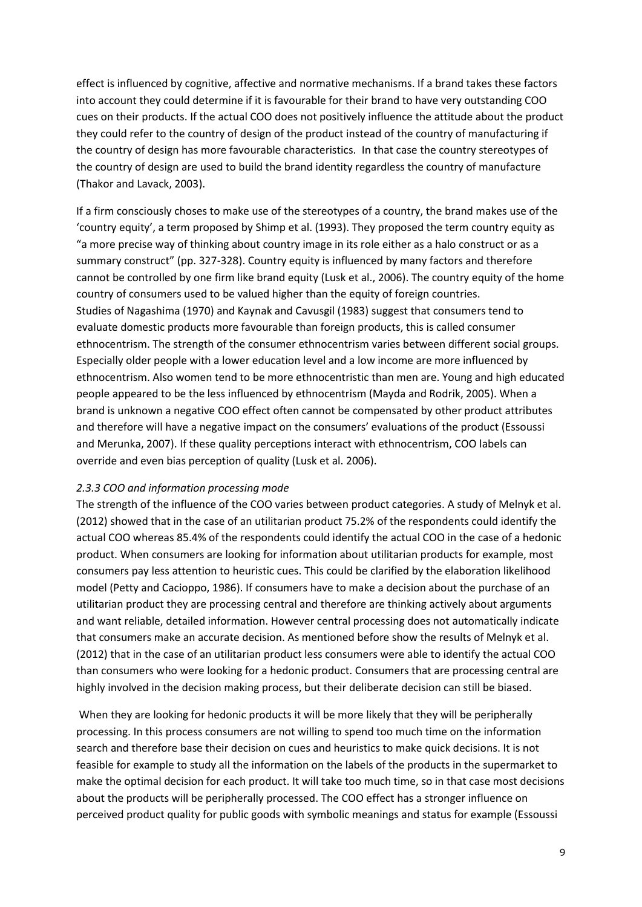effect is influenced by cognitive, affective and normative mechanisms. If a brand takes these factors into account they could determine if it is favourable for their brand to have very outstanding COO cues on their products. If the actual COO does not positively influence the attitude about the product they could refer to the country of design of the product instead of the country of manufacturing if the country of design has more favourable characteristics. In that case the country stereotypes of the country of design are used to build the brand identity regardless the country of manufacture (Thakor and Lavack, 2003).

If a firm consciously choses to make use of the stereotypes of a country, the brand makes use of the 'country equity', a term proposed by Shimp et al. (1993). They proposed the term country equity as "a more precise way of thinking about country image in its role either as a halo construct or as a summary construct" (pp. 327-328). Country equity is influenced by many factors and therefore cannot be controlled by one firm like brand equity (Lusk et al., 2006). The country equity of the home country of consumers used to be valued higher than the equity of foreign countries.
Studies of Nagashima (1970) and Kaynak and Cavusgil (1983) suggest that consumers tend to evaluate domestic products more favourable than foreign products, this is called consumer ethnocentrism. The strength of the consumer ethnocentrism varies between different social groups. Especially older people with a lower education level and a low income are more influenced by ethnocentrism. Also women tend to be more ethnocentristic than men are. Young and high educated people appeared to be the less influenced by ethnocentrism (Mayda and Rodrik, 2005). When a brand is unknown a negative COO effect often cannot be compensated by other product attributes and therefore will have a negative impact on the consumers' evaluations of the product (Essoussi and Merunka, 2007). If these quality perceptions interact with ethnocentrism, COO labels can override and even bias perception of quality (Lusk et al. 2006).

### *2.3.3 COO and information processing mode*

The strength of the influence of the COO varies between product categories. A study of Melnyk et al. (2012) showed that in the case of an utilitarian product 75.2% of the respondents could identify the actual COO whereas 85.4% of the respondents could identify the actual COO in the case of a hedonic product. When consumers are looking for information about utilitarian products for example, most consumers pay less attention to heuristic cues. This could be clarified by the elaboration likelihood model (Petty and Cacioppo, 1986). If consumers have to make a decision about the purchase of an utilitarian product they are processing central and therefore are thinking actively about arguments and want reliable, detailed information. However central processing does not automatically indicate that consumers make an accurate decision. As mentioned before show the results of Melnyk et al. (2012) that in the case of an utilitarian product less consumers were able to identify the actual COO than consumers who were looking for a hedonic product. Consumers that are processing central are highly involved in the decision making process, but their deliberate decision can still be biased.

When they are looking for hedonic products it will be more likely that they will be peripherally processing. In this process consumers are not willing to spend too much time on the information search and therefore base their decision on cues and heuristics to make quick decisions. It is not feasible for example to study all the information on the labels of the products in the supermarket to make the optimal decision for each product. It will take too much time, so in that case most decisions about the products will be peripherally processed. The COO effect has a stronger influence on perceived product quality for public goods with symbolic meanings and status for example (Essoussi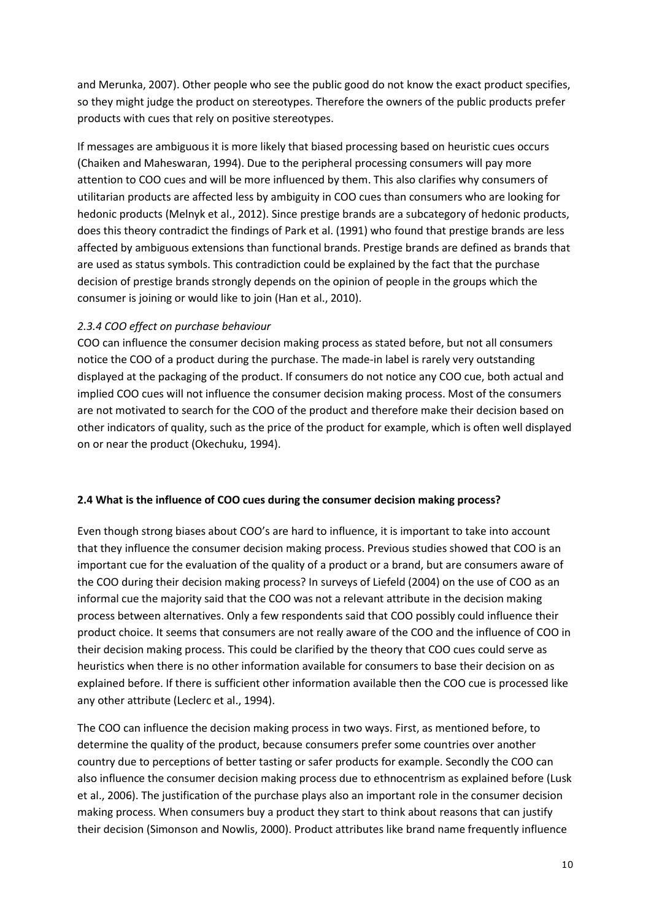and Merunka, 2007). Other people who see the public good do not know the exact product specifies, so they might judge the product on stereotypes. Therefore the owners of the public products prefer products with cues that rely on positive stereotypes.

If messages are ambiguous it is more likely that biased processing based on heuristic cues occurs (Chaiken and Maheswaran, 1994). Due to the peripheral processing consumers will pay more attention to COO cues and will be more influenced by them. This also clarifies why consumers of utilitarian products are affected less by ambiguity in COO cues than consumers who are looking for hedonic products (Melnyk et al., 2012). Since prestige brands are a subcategory of hedonic products, does this theory contradict the findings of Park et al. (1991) who found that prestige brands are less affected by ambiguous extensions than functional brands. Prestige brands are defined as brands that are used as status symbols. This contradiction could be explained by the fact that the purchase decision of prestige brands strongly depends on the opinion of people in the groups which the consumer is joining or would like to join (Han et al., 2010).

#### *2.3.4 COO effect on purchase behaviour*

COO can influence the consumer decision making process as stated before, but not all consumers notice the COO of a product during the purchase. The made-in label is rarely very outstanding displayed at the packaging of the product. If consumers do not notice any COO cue, both actual and implied COO cues will not influence the consumer decision making process. Most of the consumers are not motivated to search for the COO of the product and therefore make their decision based on other indicators of quality, such as the price of the product for example, which is often well displayed on or near the product (Okechuku, 1994).

### 2.4 What is the influence of COO cues during the consumer decision making process?

Even though strong biases about COO's are hard to influence, it is important to take into account that they influence the consumer decision making process. Previous studies showed that COO is an important cue for the evaluation of the quality of a product or a brand, but are consumers aware of the COO during their decision making process? In surveys of Liefeld (2004) on the use of COO as an informal cue the majority said that the COO was not a relevant attribute in the decision making process between alternatives. Only a few respondents said that COO possibly could influence their product choice. It seems that consumers are not really aware of the COO and the influence of COO in their decision making process. This could be clarified by the theory that COO cues could serve as heuristics when there is no other information available for consumers to base their decision on as explained before. If there is sufficient other information available then the COO cue is processed like any other attribute (Leclerc et al., 1994).

The COO can influence the decision making process in two ways. First, as mentioned before, to determine the quality of the product, because consumers prefer some countries over another country due to perceptions of better tasting or safer products for example. Secondly the COO can also influence the consumer decision making process due to ethnocentrism as explained before (Lusk et al., 2006). The justification of the purchase plays also an important role in the consumer decision making process. When consumers buy a product they start to think about reasons that can justify their decision (Simonson and Nowlis, 2000). Product attributes like brand name frequently influence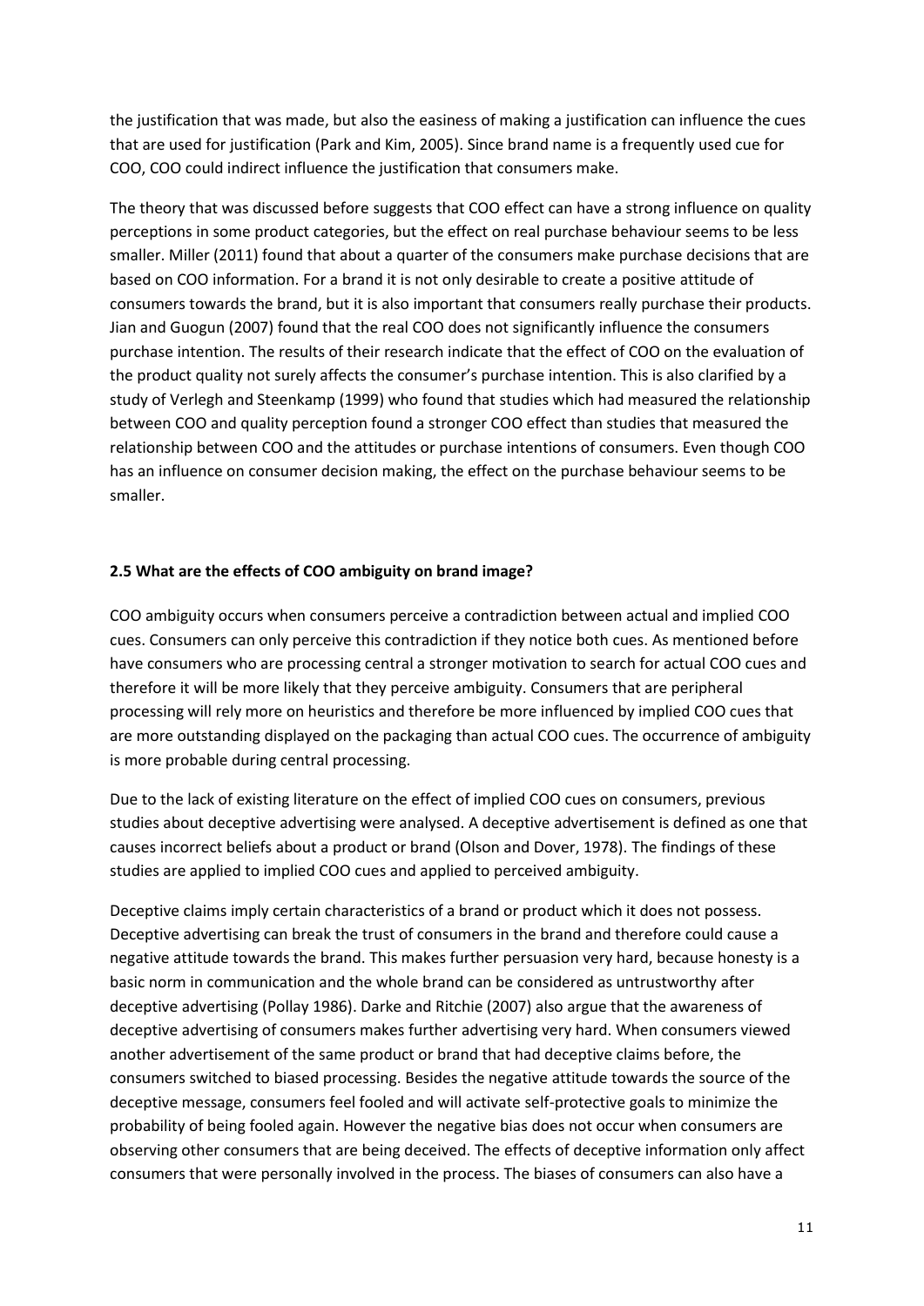the justification that was made, but also the easiness of making a justification can influence the cues that are used for justification (Park and Kim, 2005). Since brand name is a frequently used cue for COO, COO could indirect influence the justification that consumers make.

The theory that was discussed before suggests that COO effect can have a strong influence on quality perceptions in some product categories, but the effect on real purchase behaviour seems to be less smaller. Miller (2011) found that about a quarter of the consumers make purchase decisions that are based on COO information. For a brand it is not only desirable to create a positive attitude of consumers towards the brand, but it is also important that consumers really purchase their products. Jian and Guogun (2007) found that the real COO does not significantly influence the consumers purchase intention. The results of their research indicate that the effect of COO on the evaluation of the product quality not surely affects the consumer's purchase intention. This is also clarified by a study of Verlegh and Steenkamp (1999) who found that studies which had measured the relationship between COO and quality perception found a stronger COO effect than studies that measured the relationship between COO and the attitudes or purchase intentions of consumers. Even though COO has an influence on consumer decision making, the effect on the purchase behaviour seems to be smaller.

### 2.5 What are the effects of COO ambiguity on brand image?

COO ambiguity occurs when consumers perceive a contradiction between actual and implied COO cues. Consumers can only perceive this contradiction if they notice both cues. As mentioned before have consumers who are processing central a stronger motivation to search for actual COO cues and therefore it will be more likely that they perceive ambiguity. Consumers that are peripheral processing will rely more on heuristics and therefore be more influenced by implied COO cues that are more outstanding displayed on the packaging than actual COO cues. The occurrence of ambiguity is more probable during central processing.

Due to the lack of existing literature on the effect of implied COO cues on consumers, previous studies about deceptive advertising were analysed. A deceptive advertisement is defined as one that causes incorrect beliefs about a product or brand (Olson and Dover, 1978). The findings of these studies are applied to implied COO cues and applied to perceived ambiguity.

Deceptive claims imply certain characteristics of a brand or product which it does not possess. Deceptive advertising can break the trust of consumers in the brand and therefore could cause a negative attitude towards the brand. This makes further persuasion very hard, because honesty is a basic norm in communication and the whole brand can be considered as untrustworthy after deceptive advertising (Pollay 1986). Darke and Ritchie (2007) also argue that the awareness of deceptive advertising of consumers makes further advertising very hard. When consumers viewed another advertisement of the same product or brand that had deceptive claims before, the consumers switched to biased processing. Besides the negative attitude towards the source of the deceptive message, consumers feel fooled and will activate self-protective goals to minimize the probability of being fooled again. However the negative bias does not occur when consumers are observing other consumers that are being deceived. The effects of deceptive information only affect consumers that were personally involved in the process. The biases of consumers can also have a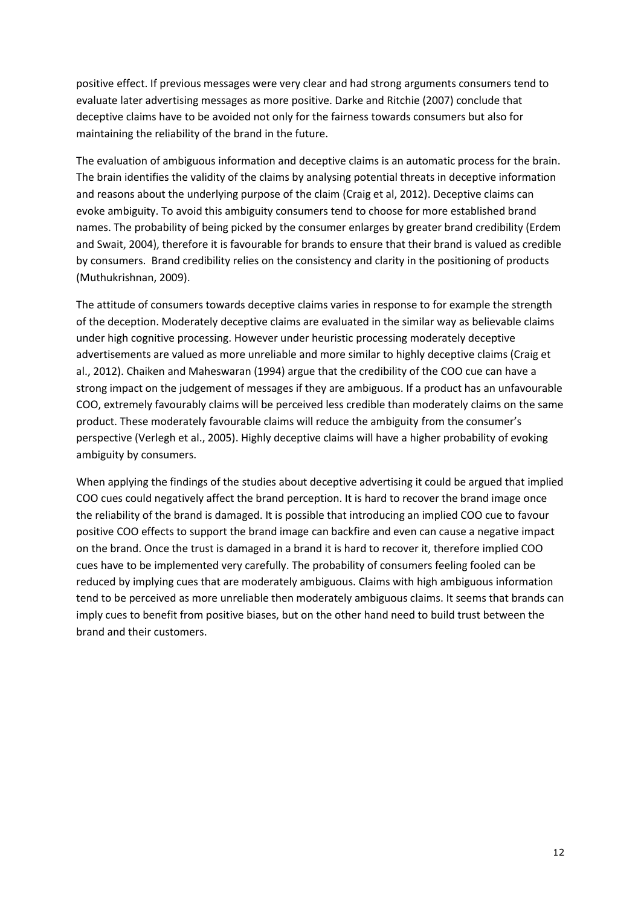positive effect. If previous messages were very clear and had strong arguments consumers tend to evaluate later advertising messages as more positive. Darke and Ritchie (2007) conclude that deceptive claims have to be avoided not only for the fairness towards consumers but also for maintaining the reliability of the brand in the future.

The evaluation of ambiguous information and deceptive claims is an automatic process for the brain. The brain identifies the validity of the claims by analysing potential threats in deceptive information and reasons about the underlying purpose of the claim (Craig et al, 2012). Deceptive claims can evoke ambiguity. To avoid this ambiguity consumers tend to choose for more established brand names. The probability of being picked by the consumer enlarges by greater brand credibility (Erdem and Swait, 2004), therefore it is favourable for brands to ensure that their brand is valued as credible by consumers. Brand credibility relies on the consistency and clarity in the positioning of products (Muthukrishnan, 2009).

The attitude of consumers towards deceptive claims varies in response to for example the strength of the deception. Moderately deceptive claims are evaluated in the similar way as believable claims under high cognitive processing. However under heuristic processing moderately deceptive advertisements are valued as more unreliable and more similar to highly deceptive claims (Craig et al., 2012). Chaiken and Maheswaran (1994) argue that the credibility of the COO cue can have a strong impact on the judgement of messages if they are ambiguous. If a product has an unfavourable COO, extremely favourably claims will be perceived less credible than moderately claims on the same product. These moderately favourable claims will reduce the ambiguity from the consumer's perspective (Verlegh et al., 2005). Highly deceptive claims will have a higher probability of evoking ambiguity by consumers.

When applying the findings of the studies about deceptive advertising it could be argued that implied COO cues could negatively affect the brand perception. It is hard to recover the brand image once the reliability of the brand is damaged. It is possible that introducing an implied COO cue to favour positive COO effects to support the brand image can backfire and even can cause a negative impact on the brand. Once the trust is damaged in a brand it is hard to recover it, therefore implied COO cues have to be implemented very carefully. The probability of consumers feeling fooled can be reduced by implying cues that are moderately ambiguous. Claims with high ambiguous information tend to be perceived as more unreliable then moderately ambiguous claims. It seems that brands can imply cues to benefit from positive biases, but on the other hand need to build trust between the brand and their customers.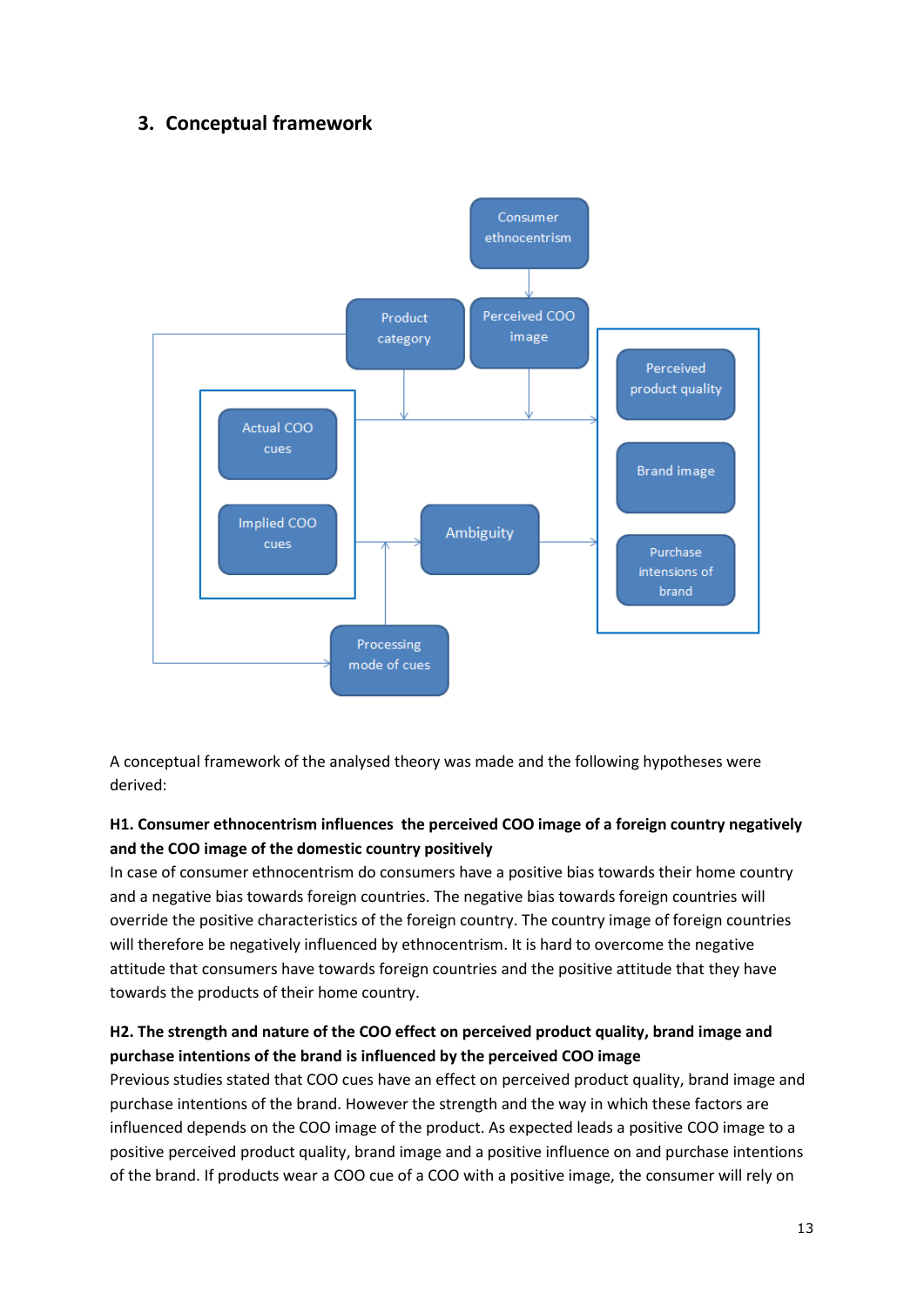## 3. Conceptual framework

A conceptual framework of the analysed theory was made and the following hypotheses were derived:

**H1. Consumer ethnocentrism influences the perceived COO image of a foreign country negatively and the COO image of the domestic country positively**

In case of consumer ethnocentrism do consumers have a positive bias towards their home country and a negative bias towards foreign countries. The negative bias towards foreign countries will override the positive characteristics of the foreign country. The country image of foreign countries will therefore be negatively influenced by ethnocentrism. It is hard to overcome the negative attitude that consumers have towards foreign countries and the positive attitude that they have towards the products of their home country.

**H2. The strength and nature of the COO effect on perceived product quality, brand image and purchase intentions of the brand is influenced by the perceived COO image**

Previous studies stated that COO cues have an effect on perceived product quality, brand image and purchase intentions of the brand. However the strength and the way in which these factors are influenced depends on the COO image of the product. As expected leads a positive COO image to a positive perceived product quality, brand image and a positive influence on and purchase intentions of the brand. If products wear a COO cue of a COO with a positive image, the consumer will rely on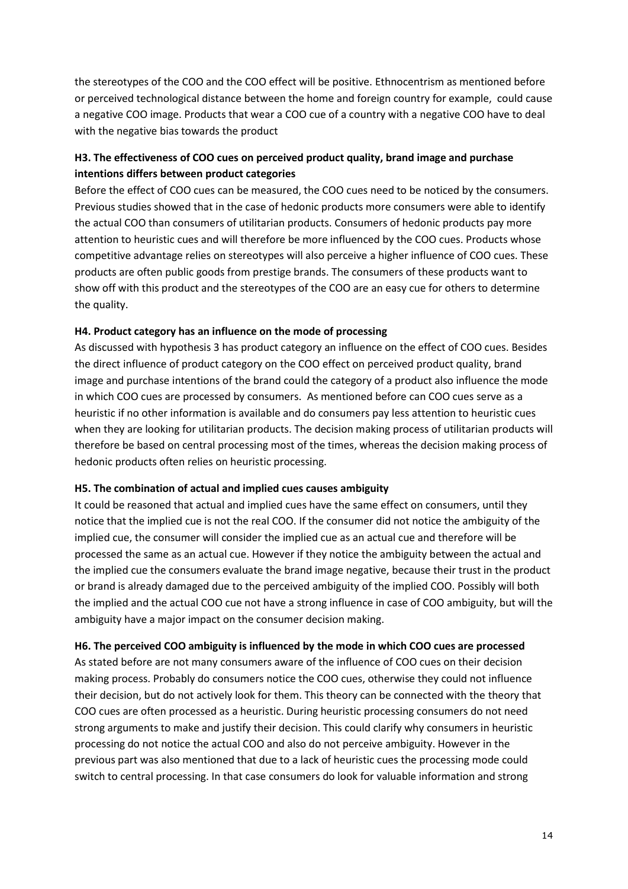the stereotypes of the COO and the COO effect will be positive. Ethnocentrism as mentioned before or perceived technological distance between the home and foreign country for example, could cause a negative COO image. Products that wear a COO cue of a country with a negative COO have to deal with the negative bias towards the product

**H3. The effectiveness of COO cues on perceived product quality, brand image and purchase intentions differs between product categories**

Before the effect of COO cues can be measured, the COO cues need to be noticed by the consumers. Previous studies showed that in the case of hedonic products more consumers were able to identify the actual COO than consumers of utilitarian products. Consumers of hedonic products pay more attention to heuristic cues and will therefore be more influenced by the COO cues. Products whose competitive advantage relies on stereotypes will also perceive a higher influence of COO cues. These products are often public goods from prestige brands. The consumers of these products want to show off with this product and the stereotypes of the COO are an easy cue for others to determine the quality.

**H4. Product category has an influence on the mode of processing**

As discussed with hypothesis 3 has product category an influence on the effect of COO cues. Besides the direct influence of product category on the COO effect on perceived product quality, brand image and purchase intentions of the brand could the category of a product also influence the mode in which COO cues are processed by consumers. As mentioned before can COO cues serve as a heuristic if no other information is available and do consumers pay less attention to heuristic cues when they are looking for utilitarian products. The decision making process of utilitarian products will therefore be based on central processing most of the times, whereas the decision making process of hedonic products often relies on heuristic processing.

**H5. The combination of actual and implied cues causes ambiguity**

It could be reasoned that actual and implied cues have the same effect on consumers, until they notice that the implied cue is not the real COO. If the consumer did not notice the ambiguity of the implied cue, the consumer will consider the implied cue as an actual cue and therefore will be processed the same as an actual cue. However if they notice the ambiguity between the actual and the implied cue the consumers evaluate the brand image negative, because their trust in the product or brand is already damaged due to the perceived ambiguity of the implied COO. Possibly will both the implied and the actual COO cue not have a strong influence in case of COO ambiguity, but will the ambiguity have a major impact on the consumer decision making.

**H6. The perceived COO ambiguity is influenced by the mode in which COO cues are processed**

As stated before are not many consumers aware of the influence of COO cues on their decision making process. Probably do consumers notice the COO cues, otherwise they could not influence their decision, but do not actively look for them. This theory can be connected with the theory that COO cues are often processed as a heuristic. During heuristic processing consumers do not need strong arguments to make and justify their decision. This could clarify why consumers in heuristic processing do not notice the actual COO and also do not perceive ambiguity. However in the previous part was also mentioned that due to a lack of heuristic cues the processing mode could switch to central processing. In that case consumers do look for valuable information and strong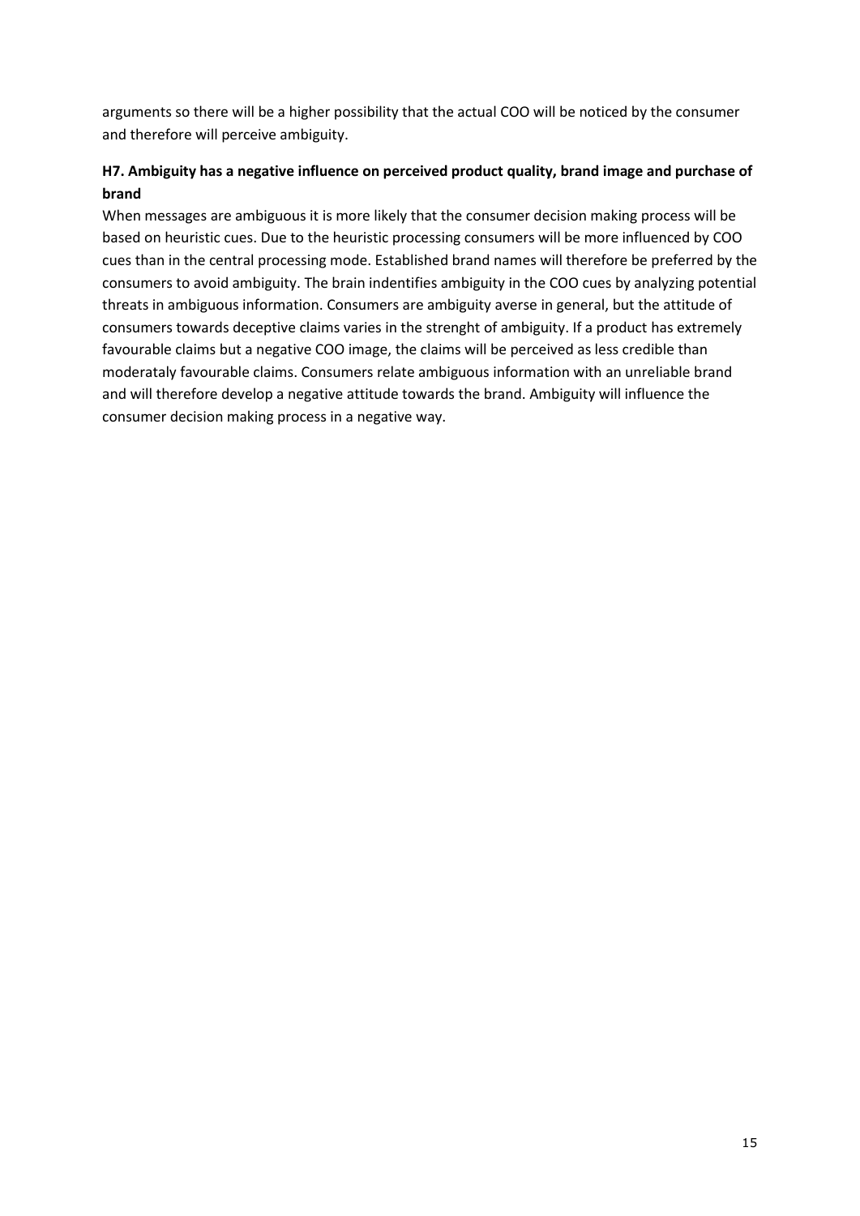arguments so there will be a higher possibility that the actual COO will be noticed by the consumer and therefore will perceive ambiguity.

### H7. Ambiguity has a negative influence on perceived product quality, brand image and purchase of brand

When messages are ambiguous it is more likely that the consumer decision making process will be based on heuristic cues. Due to the heuristic processing consumers will be more influenced by COO cues than in the central processing mode. Established brand names will therefore be preferred by the consumers to avoid ambiguity. The brain indentifies ambiguity in the COO cues by analyzing potential threats in ambiguous information. Consumers are ambiguity averse in general, but the attitude of consumers towards deceptive claims varies in the strenght of ambiguity. If a product has extremely favourable claims but a negative COO image, the claims will be perceived as less credible than moderataly favourable claims. Consumers relate ambiguous information with an unreliable brand and will therefore develop a negative attitude towards the brand. Ambiguity will influence the consumer decision making process in a negative way.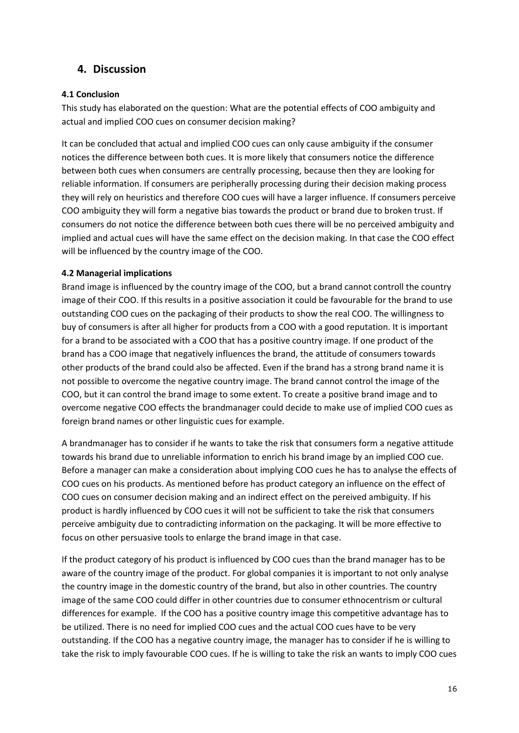## 4. Discussion

### 4.1 Conclusion

This study has elaborated on the question: What are the potential effects of COO ambiguity and actual and implied COO cues on consumer decision making?

It can be concluded that actual and implied COO cues can only cause ambiguity if the consumer notices the difference between both cues. It is more likely that consumers notice the difference between both cues when consumers are centrally processing, because then they are looking for reliable information. If consumers are peripherally processing during their decision making process they will rely on heuristics and therefore COO cues will have a larger influence. If consumers perceive COO ambiguity they will form a negative bias towards the product or brand due to broken trust. If consumers do not notice the difference between both cues there will be no perceived ambiguity and implied and actual cues will have the same effect on the decision making. In that case the COO effect will be influenced by the country image of the COO.

### 4.2 Managerial implications

Brand image is influenced by the country image of the COO, but a brand cannot controll the country image of their COO. If this results in a positive association it could be favourable for the brand to use outstanding COO cues on the packaging of their products to show the real COO. The willingness to buy of consumers is after all higher for products from a COO with a good reputation. It is important for a brand to be associated with a COO that has a positive country image. If one product of the brand has a COO image that negatively influences the brand, the attitude of consumers towards other products of the brand could also be affected. Even if the brand has a strong brand name it is not possible to overcome the negative country image. The brand cannot control the image of the COO, but it can control the brand image to some extent. To create a positive brand image and to overcome negative COO effects the brandmanager could decide to make use of implied COO cues as foreign brand names or other linguistic cues for example.

A brandmanager has to consider if he wants to take the risk that consumers form a negative attitude towards his brand due to unreliable information to enrich his brand image by an implied COO cue. Before a manager can make a consideration about implying COO cues he has to analyse the effects of COO cues on his products. As mentioned before has product category an influence on the effect of COO cues on consumer decision making and an indirect effect on the pereived ambiguity. If his product is hardly influenced by COO cues it will not be sufficient to take the risk that consumers perceive ambiguity due to contradicting information on the packaging. It will be more effective to focus on other persuasive tools to enlarge the brand image in that case.

If the product category of his product is influenced by COO cues than the brand manager has to be aware of the country image of the product. For global companies it is important to not only analyse the country image in the domestic country of the brand, but also in other countries. The country image of the same COO could differ in other countries due to consumer ethnocentrism or cultural differences for example. If the COO has a positive country image this competitive advantage has to be utilized. There is no need for implied COO cues and the actual COO cues have to be very outstanding. If the COO has a negative country image, the manager has to consider if he is willing to take the risk to imply favourable COO cues. If he is willing to take the risk an wants to imply COO cues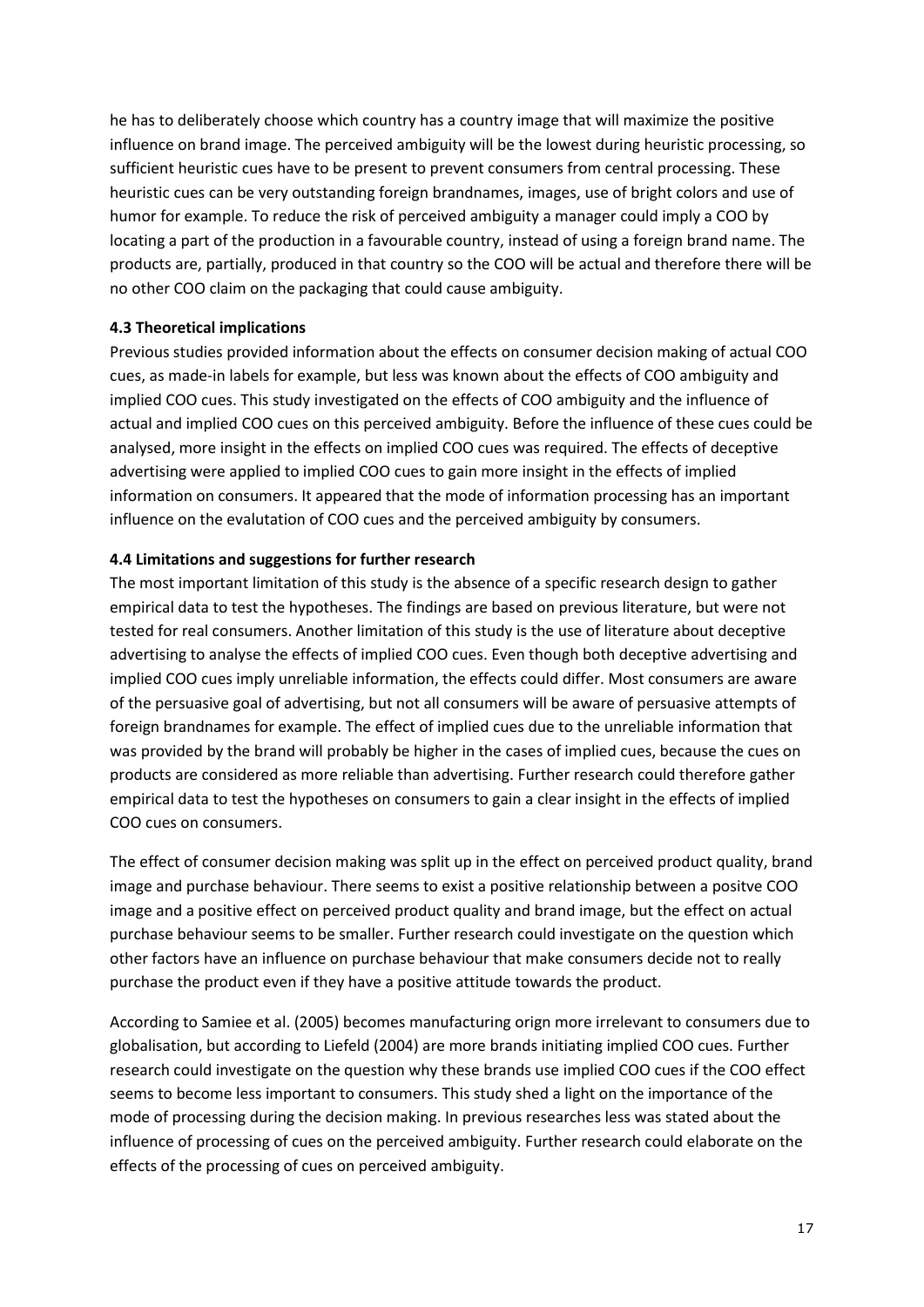he has to deliberately choose which country has a country image that will maximize the positive influence on brand image. The perceived ambiguity will be the lowest during heuristic processing, so sufficient heuristic cues have to be present to prevent consumers from central processing. These heuristic cues can be very outstanding foreign brandnames, images, use of bright colors and use of humor for example. To reduce the risk of perceived ambiguity a manager could imply a COO by locating a part of the production in a favourable country, instead of using a foreign brand name. The products are, partially, produced in that country so the COO will be actual and therefore there will be no other COO claim on the packaging that could cause ambiguity.

### 4.3 Theoretical implications

Previous studies provided information about the effects on consumer decision making of actual COO cues, as made-in labels for example, but less was known about the effects of COO ambiguity and implied COO cues. This study investigated on the effects of COO ambiguity and the influence of actual and implied COO cues on this perceived ambiguity. Before the influence of these cues could be analysed, more insight in the effects on implied COO cues was required. The effects of deceptive advertising were applied to implied COO cues to gain more insight in the effects of implied information on consumers. It appeared that the mode of information processing has an important influence on the evalutation of COO cues and the perceived ambiguity by consumers.

### 4.4 Limitations and suggestions for further research

The most important limitation of this study is the absence of a specific research design to gather empirical data to test the hypotheses. The findings are based on previous literature, but were not tested for real consumers. Another limitation of this study is the use of literature about deceptive advertising to analyse the effects of implied COO cues. Even though both deceptive advertising and implied COO cues imply unreliable information, the effects could differ. Most consumers are aware of the persuasive goal of advertising, but not all consumers will be aware of persuasive attempts of foreign brandnames for example. The effect of implied cues due to the unreliable information that was provided by the brand will probably be higher in the cases of implied cues, because the cues on products are considered as more reliable than advertising. Further research could therefore gather empirical data to test the hypotheses on consumers to gain a clear insight in the effects of implied COO cues on consumers.

The effect of consumer decision making was split up in the effect on perceived product quality, brand image and purchase behaviour. There seems to exist a positive relationship between a positve COO image and a positive effect on perceived product quality and brand image, but the effect on actual purchase behaviour seems to be smaller. Further research could investigate on the question which other factors have an influence on purchase behaviour that make consumers decide not to really purchase the product even if they have a positive attitude towards the product.

According to Samiee et al. (2005) becomes manufacturing orign more irrelevant to consumers due to globalisation, but according to Liefeld (2004) are more brands initiating implied COO cues. Further research could investigate on the question why these brands use implied COO cues if the COO effect seems to become less important to consumers. This study shed a light on the importance of the mode of processing during the decision making. In previous researches less was stated about the influence of processing of cues on the perceived ambiguity. Further research could elaborate on the effects of the processing of cues on perceived ambiguity.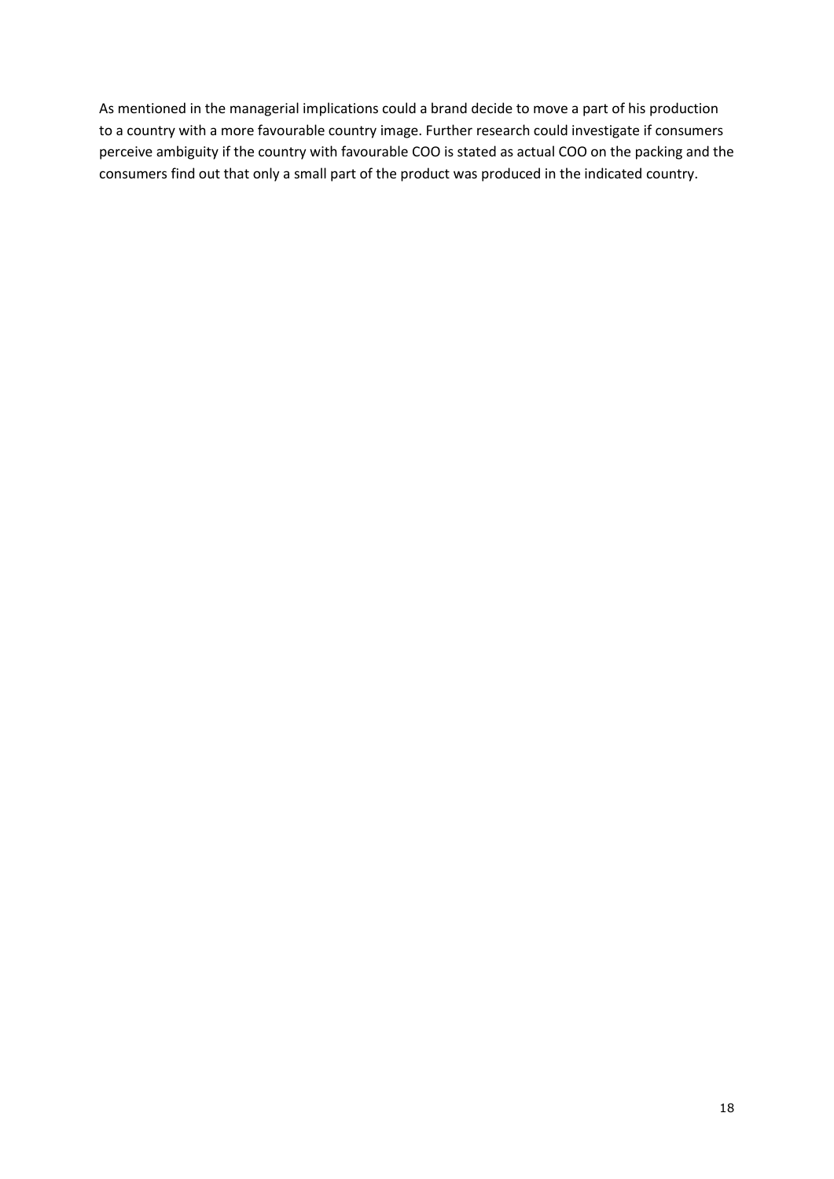As mentioned in the managerial implications could a brand decide to move a part of his production to a country with a more favourable country image. Further research could investigate if consumers perceive ambiguity if the country with favourable COO is stated as actual COO on the packing and the consumers find out that only a small part of the product was produced in the indicated country.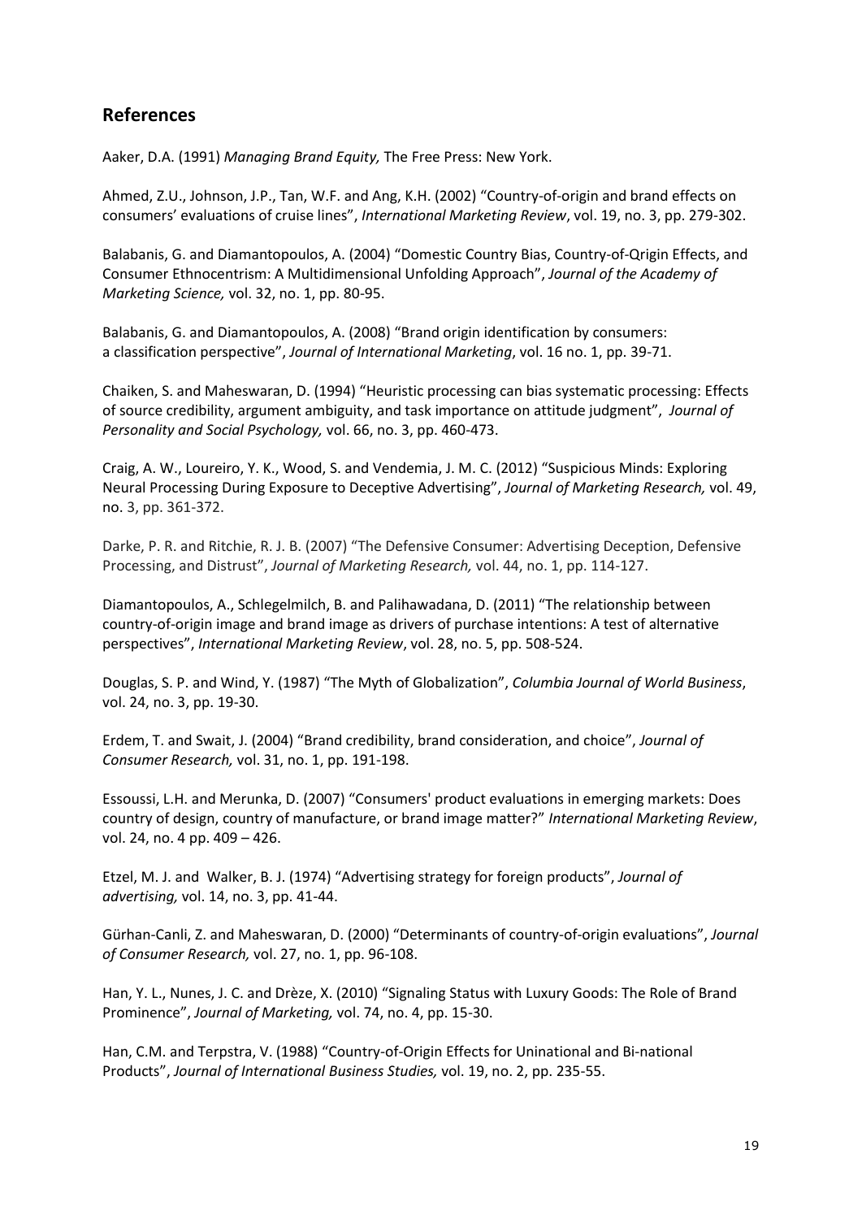## References

Aaker, D.A. (1991) *Managing Brand Equity,* The Free Press: New York.

Ahmed, Z.U., Johnson, J.P., Tan, W.F. and Ang, K.H. (2002) "Country-of-origin and brand effects on consumers' evaluations of cruise lines", *International Marketing Review*, vol. 19, no. 3, pp. 279-302.

Balabanis, G. and Diamantopoulos, A. (2004) "Domestic Country Bias, Country-of-Qrigin Effects, and Consumer Ethnocentrism: A Multidimensional Unfolding Approach", *Journal of the Academy of Marketing Science,* vol. 32, no. 1, pp. 80-95.

Balabanis, G. and Diamantopoulos, A. (2008) "Brand origin identification by consumers: a classification perspective", *Journal of International Marketing*, vol. 16 no. 1, pp. 39-71.

Chaiken, S. and Maheswaran, D. (1994) "Heuristic processing can bias systematic processing: Effects of source credibility, argument ambiguity, and task importance on attitude judgment", *Journal of Personality and Social Psychology,* vol. 66, no. 3, pp. 460-473.

Craig, A. W., Loureiro, Y. K., Wood, S. and Vendemia, J. M. C. (2012) "Suspicious Minds: Exploring Neural Processing During Exposure to Deceptive Advertising", *Journal of Marketing Research,* vol. 49, no. 3, pp. 361-372.

Darke, P. R. and Ritchie, R. J. B. (2007) "The Defensive Consumer: Advertising Deception, Defensive Processing, and Distrust", *Journal of Marketing Research,* vol. 44, no. 1, pp. 114-127.

Diamantopoulos, A., Schlegelmilch, B. and Palihawadana, D. (2011) "The relationship between country-of-origin image and brand image as drivers of purchase intentions: A test of alternative perspectives", *International Marketing Review*, vol. 28, no. 5, pp. 508-524.

Douglas, S. P. and Wind, Y. (1987) "The Myth of Globalization", *Columbia Journal of World Business*, vol. 24, no. 3, pp. 19-30.

Erdem, T. and Swait, J. (2004) "Brand credibility, brand consideration, and choice", *Journal of Consumer Research,* vol. 31, no. 1, pp. 191-198.

Essoussi, L.H. and Merunka, D. (2007) "Consumers' product evaluations in emerging markets: Does country of design, country of manufacture, or brand image matter?" *International Marketing Review*, vol. 24, no. 4 pp. 409 – 426.

Etzel, M. J. and Walker, B. J. (1974) "Advertising strategy for foreign products", *Journal of advertising,* vol. 14, no. 3, pp. 41-44.

Gürhan-Canli, Z. and Maheswaran, D. (2000) "Determinants of country-of-origin evaluations", *Journal of Consumer Research,* vol. 27, no. 1, pp. 96-108.

Han, Y. L., Nunes, J. C. and Drèze, X. (2010) "Signaling Status with Luxury Goods: The Role of Brand Prominence", *Journal of Marketing,* vol. 74, no. 4, pp. 15-30.

Han, C.M. and Terpstra, V. (1988) "Country-of-Origin Effects for Uninational and Bi-national Products", *Journal of International Business Studies,* vol. 19, no. 2, pp. 235-55.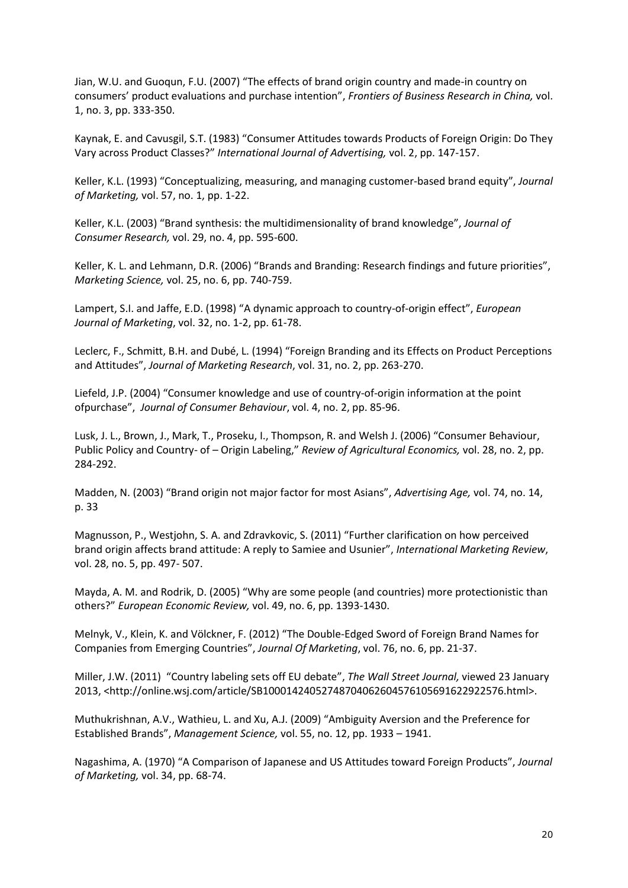Jian, W.U. and Guoqun, F.U. (2007) "The effects of brand origin country and made-in country on consumers' product evaluations and purchase intention", *Frontiers of Business Research in China,* vol. 1, no. 3, pp. 333-350.

Kaynak, E. and Cavusgil, S.T. (1983) "Consumer Attitudes towards Products of Foreign Origin: Do They Vary across Product Classes?" *International Journal of Advertising,* vol. 2, pp. 147-157.

Keller, K.L. (1993) "Conceptualizing, measuring, and managing customer-based brand equity", *Journal of Marketing,* vol. 57, no. 1, pp. 1-22.

Keller, K.L. (2003) "Brand synthesis: the multidimensionality of brand knowledge", *Journal of Consumer Research,* vol. 29, no. 4, pp. 595-600.

Keller, K. L. and Lehmann, D.R. (2006) "Brands and Branding: Research findings and future priorities", *Marketing Science,* vol. 25, no. 6, pp. 740-759.

Lampert, S.I. and Jaffe, E.D. (1998) "A dynamic approach to country-of-origin effect", *European Journal of Marketing*, vol. 32, no. 1-2, pp. 61-78.

Leclerc, F., Schmitt, B.H. and Dubé, L. (1994) "Foreign Branding and its Effects on Product Perceptions and Attitudes", *Journal of Marketing Research*, vol. 31, no. 2, pp. 263-270.

Liefeld, J.P. (2004) "Consumer knowledge and use of country-of-origin information at the point ofpurchase", *Journal of Consumer Behaviour*, vol. 4, no. 2, pp. 85-96.

Lusk, J. L., Brown, J., Mark, T., Proseku, I., Thompson, R. and Welsh J. (2006) "Consumer Behaviour, Public Policy and Country- of – Origin Labeling," *Review of Agricultural Economics,* vol. 28, no. 2, pp. 284-292.

Madden, N. (2003) "Brand origin not major factor for most Asians", *Advertising Age,* vol. 74, no. 14, p. 33

Magnusson, P., Westjohn, S. A. and Zdravkovic, S. (2011) "Further clarification on how perceived brand origin affects brand attitude: A reply to Samiee and Usunier", *International Marketing Review*, vol. 28, no. 5, pp. 497- 507.

Mayda, A. M. and Rodrik, D. (2005) "Why are some people (and countries) more protectionistic than others?" *European Economic Review,* vol. 49, no. 6, pp. 1393-1430.

Melnyk, V., Klein, K. and Völckner, F. (2012) "The Double-Edged Sword of Foreign Brand Names for Companies from Emerging Countries", *Journal Of Marketing*, vol. 76, no. 6, pp. 21-37.

Miller, J.W. (2011) "Country labeling sets off EU debate", *The Wall Street Journal,* viewed 23 January 2013, <http://online.wsj.com/article/SB10001424052748704062604576105691622922576.html>.

Muthukrishnan, A.V., Wathieu, L. and Xu, A.J. (2009) "Ambiguity Aversion and the Preference for Established Brands", *Management Science,* vol. 55, no. 12, pp. 1933 – 1941.

Nagashima, A. (1970) "A Comparison of Japanese and US Attitudes toward Foreign Products", *Journal of Marketing,* vol. 34, pp. 68-74.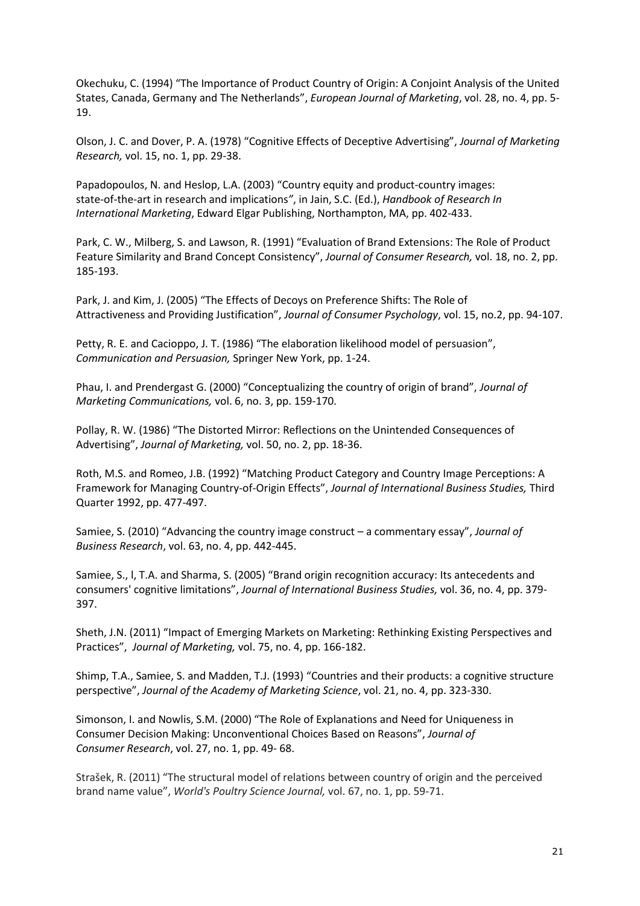Okechuku, C. (1994) "The Importance of Product Country of Origin: A Conjoint Analysis of the United States, Canada, Germany and The Netherlands", *European Journal of Marketing*, vol. 28, no. 4, pp. 5-19.

Olson, J. C. and Dover, P. A. (1978) "Cognitive Effects of Deceptive Advertising", *Journal of Marketing Research,* vol. 15, no. 1, pp. 29-38.

Papadopoulos, N. and Heslop, L.A. (2003) "Country equity and product-country images: state-of-the-art in research and implications", in Jain, S.C. (Ed.), *Handbook of Research In International Marketing*, Edward Elgar Publishing, Northampton, MA, pp. 402-433.

Park, C. W., Milberg, S. and Lawson, R. (1991) "Evaluation of Brand Extensions: The Role of Product Feature Similarity and Brand Concept Consistency", *Journal of Consumer Research,* vol. 18, no. 2, pp. 185-193.

Park, J. and Kim, J. (2005) "The Effects of Decoys on Preference Shifts: The Role of Attractiveness and Providing Justification", *Journal of Consumer Psychology*, vol. 15, no.2, pp. 94-107.

Petty, R. E. and Cacioppo, J. T. (1986) "The elaboration likelihood model of persuasion", *Communication and Persuasion,* Springer New York, pp. 1-24.

Phau, I. and Prendergast G. (2000) "Conceptualizing the country of origin of brand", *Journal of Marketing Communications,* vol. 6, no. 3, pp. 159-170.

Pollay, R. W. (1986) "The Distorted Mirror: Reflections on the Unintended Consequences of Advertising", *Journal of Marketing,* vol. 50, no. 2, pp. 18-36.

Roth, M.S. and Romeo, J.B. (1992) "Matching Product Category and Country Image Perceptions: A Framework for Managing Country-of-Origin Effects", *Journal of International Business Studies,* Third Quarter 1992, pp. 477-497.

Samiee, S. (2010) "Advancing the country image construct – a commentary essay", *Journal of Business Research*, vol. 63, no. 4, pp. 442-445.

Samiee, S., l, T.A. and Sharma, S. (2005) "Brand origin recognition accuracy: Its antecedents and consumers' cognitive limitations", *Journal of International Business Studies,* vol. 36, no. 4, pp. 379-397.

Sheth, J.N. (2011) "Impact of Emerging Markets on Marketing: Rethinking Existing Perspectives and Practices", *Journal of Marketing,* vol. 75, no. 4, pp. 166-182.

Shimp, T.A., Samiee, S. and Madden, T.J. (1993) "Countries and their products: a cognitive structure perspective", *Journal of the Academy of Marketing Science*, vol. 21, no. 4, pp. 323-330.

Simonson, I. and Nowlis, S.M. (2000) "The Role of Explanations and Need for Uniqueness in Consumer Decision Making: Unconventional Choices Based on Reasons", *Journal of Consumer Research*, vol. 27, no. 1, pp. 49- 68.

Strašek, R. (2011) "The structural model of relations between country of origin and the perceived brand name value", *World's Poultry Science Journal,* vol. 67, no. 1, pp. 59-71.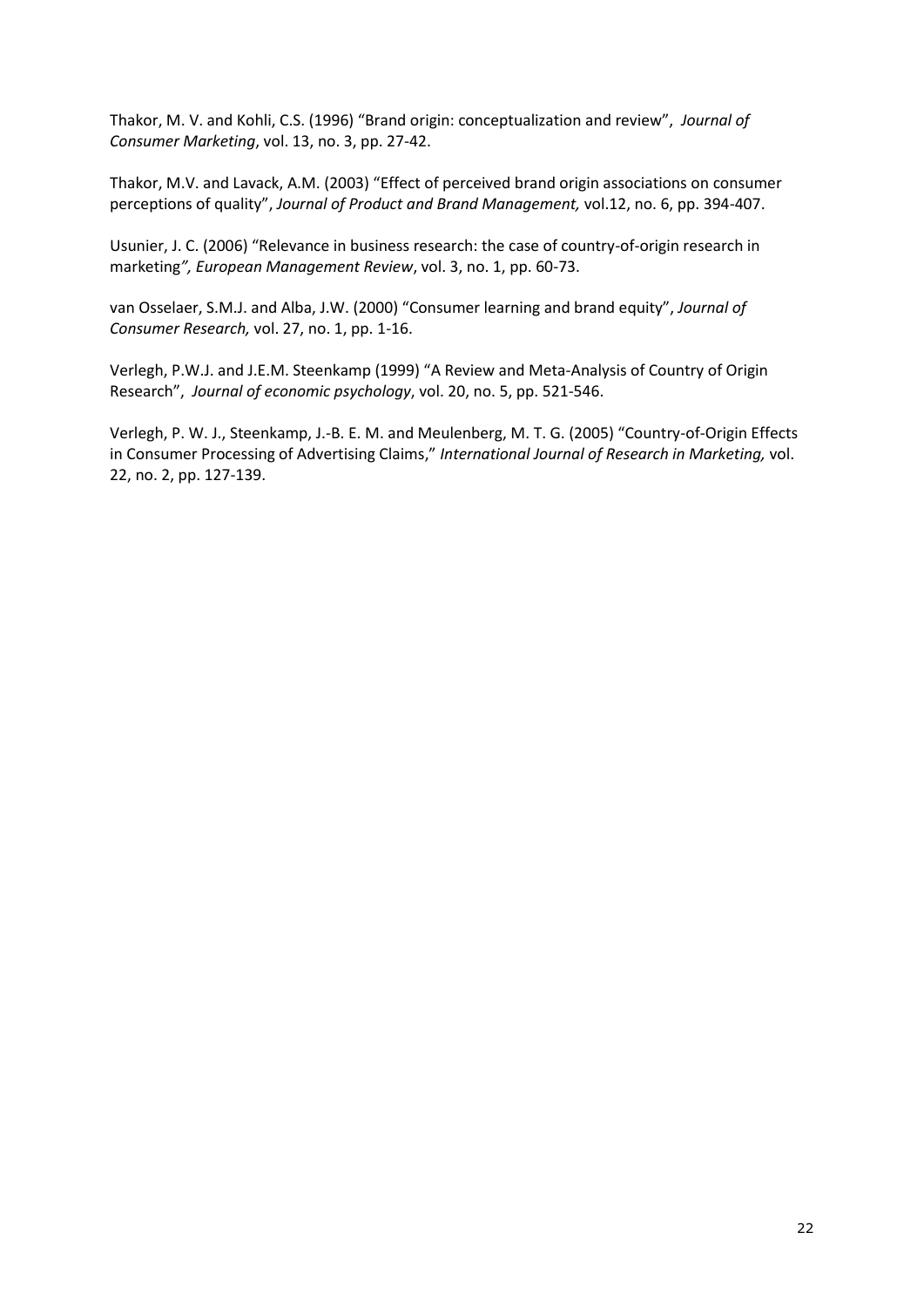Thakor, M. V. and Kohli, C.S. (1996) "Brand origin: conceptualization and review", *Journal of Consumer Marketing*, vol. 13, no. 3, pp. 27-42.

Thakor, M.V. and Lavack, A.M. (2003) "Effect of perceived brand origin associations on consumer perceptions of quality", *Journal of Product and Brand Management,* vol.12, no. 6, pp. 394-407.

Usunier, J. C. (2006) "Relevance in business research: the case of country-of-origin research in marketing*", European Management Review*, vol. 3, no. 1, pp. 60-73.

van Osselaer, S.M.J. and Alba, J.W. (2000) "Consumer learning and brand equity", *Journal of Consumer Research,* vol. 27, no. 1, pp. 1-16.

Verlegh, P.W.J. and J.E.M. Steenkamp (1999) "A Review and Meta-Analysis of Country of Origin Research", *Journal of economic psychology*, vol. 20, no. 5, pp. 521-546.

Verlegh, P. W. J., Steenkamp, J.-B. E. M. and Meulenberg, M. T. G. (2005) "Country-of-Origin Effects in Consumer Processing of Advertising Claims," *International Journal of Research in Marketing,* vol. 22, no. 2, pp. 127-139.